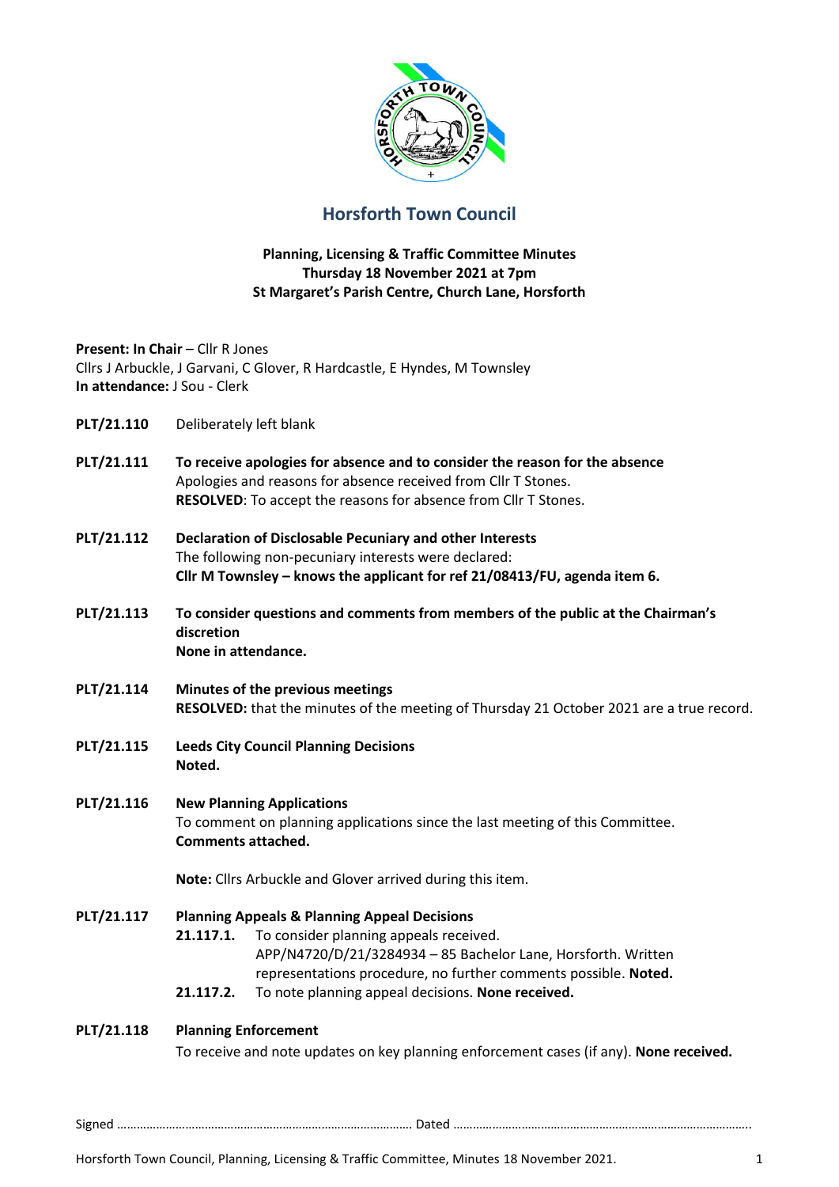# Horsforth Town Council

**Planning, Licensing & Traffic Committee Minutes**
**Thursday 18 November 2021 at 7pm**
**St Margaret's Parish Centre, Church Lane, Horsforth**

**Present: In Chair** – Cllr R Jones
Cllrs J Arbuckle, J Garvani, C Glover, R Hardcastle, E Hyndes, M Townsley
**In attendance:** J Sou - Clerk

**PLT/21.110** Deliberately left blank

**PLT/21.111** **To receive apologies for absence and to consider the reason for the absence**
Apologies and reasons for absence received from Cllr T Stones.
**RESOLVED**: To accept the reasons for absence from Cllr T Stones.

**PLT/21.112** **Declaration of Disclosable Pecuniary and other Interests**
The following non-pecuniary interests were declared:
**Cllr M Townsley – knows the applicant for ref 21/08413/FU, agenda item 6.**

**PLT/21.113** **To consider questions and comments from members of the public at the Chairman's discretion**
**None in attendance.**

**PLT/21.114** **Minutes of the previous meetings**
**RESOLVED:** that the minutes of the meeting of Thursday 21 October 2021 are a true record.

**PLT/21.115** **Leeds City Council Planning Decisions**
**Noted.**

**PLT/21.116** **New Planning Applications**
To comment on planning applications since the last meeting of this Committee.
**Comments attached.**

**Note:** Cllrs Arbuckle and Glover arrived during this item.

**PLT/21.117** **Planning Appeals & Planning Appeal Decisions**

- **21.117.1.** To consider planning appeals received.
APP/N4720/D/21/3284934 – 85 Bachelor Lane, Horsforth. Written representations procedure, no further comments possible. **Noted.**
- **21.117.2.** To note planning appeal decisions. **None received.**

**PLT/21.118** **Planning Enforcement**
To receive and note updates on key planning enforcement cases (if any). **None received.**

Signed ……………………………………………………………………………… Dated ………………………………………………………………………………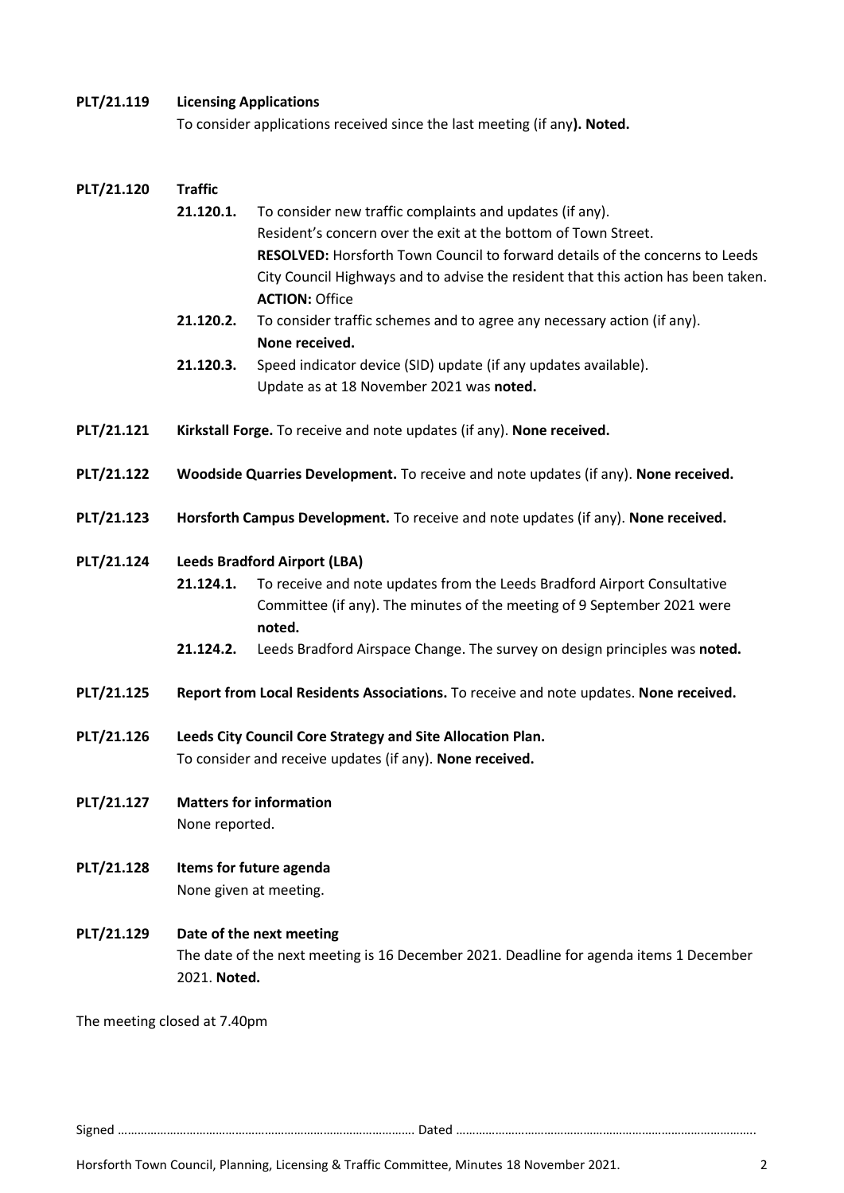**PLT/21.119 Licensing Applications**

To consider applications received since the last meeting (if any**). Noted.**

**PLT/21.120 Traffic**

**21.120.1.** To consider new traffic complaints and updates (if any).
Resident's concern over the exit at the bottom of Town Street.
**RESOLVED:** Horsforth Town Council to forward details of the concerns to Leeds City Council Highways and to advise the resident that this action has been taken.
**ACTION:** Office

**21.120.2.** To consider traffic schemes and to agree any necessary action (if any).
**None received.**

**21.120.3.** Speed indicator device (SID) update (if any updates available).
Update as at 18 November 2021 was **noted.**

**PLT/21.121 Kirkstall Forge.** To receive and note updates (if any). **None received.**

**PLT/21.122 Woodside Quarries Development.** To receive and note updates (if any). **None received.**

**PLT/21.123 Horsforth Campus Development.** To receive and note updates (if any). **None received.**

**PLT/21.124 Leeds Bradford Airport (LBA)**

**21.124.1.** To receive and note updates from the Leeds Bradford Airport Consultative Committee (if any). The minutes of the meeting of 9 September 2021 were **noted.**

**21.124.2.** Leeds Bradford Airspace Change. The survey on design principles was **noted.**

**PLT/21.125 Report from Local Residents Associations.** To receive and note updates. **None received.**

**PLT/21.126 Leeds City Council Core Strategy and Site Allocation Plan.**

To consider and receive updates (if any). **None received.**

**PLT/21.127 Matters for information**

None reported.

**PLT/21.128 Items for future agenda**

None given at meeting.

**PLT/21.129 Date of the next meeting**

The date of the next meeting is 16 December 2021. Deadline for agenda items 1 December 2021. **Noted.**

The meeting closed at 7.40pm

Signed ………………………………………………………………………………. Dated ……………………………………………………………………………….

Horsforth Town Council, Planning, Licensing & Traffic Committee, Minutes 18 November 2021.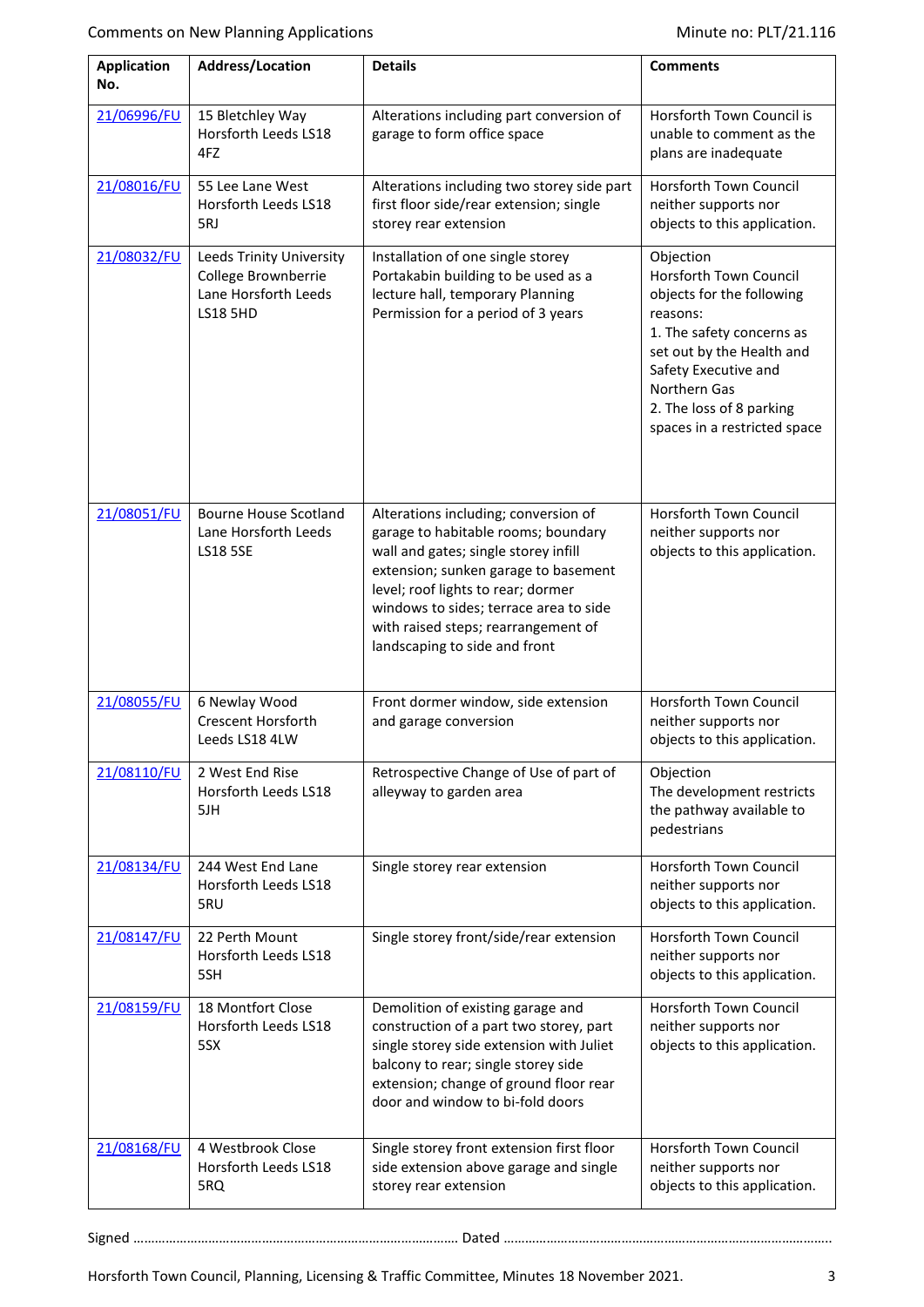Comments on New Planning Applications — Minute no: PLT/21.116

| Application No. | Address/Location | Details | Comments |
|---|---|---|---|
| 21/06996/FU | 15 Bletchley Way Horsforth Leeds LS18 4FZ | Alterations including part conversion of garage to form office space | Horsforth Town Council is unable to comment as the plans are inadequate |
| 21/08016/FU | 55 Lee Lane West Horsforth Leeds LS18 5RJ | Alterations including two storey side part first floor side/rear extension; single storey rear extension | Horsforth Town Council neither supports nor objects to this application. |
| 21/08032/FU | Leeds Trinity University College Brownberrie Lane Horsforth Leeds LS18 5HD | Installation of one single storey Portakabin building to be used as a lecture hall, temporary Planning Permission for a period of 3 years | Objection<br>Horsforth Town Council objects for the following reasons:<br>1. The safety concerns as set out by the Health and Safety Executive and Northern Gas<br>2. The loss of 8 parking spaces in a restricted space |
| 21/08051/FU | Bourne House Scotland Lane Horsforth Leeds LS18 5SE | Alterations including; conversion of garage to habitable rooms; boundary wall and gates; single storey infill extension; sunken garage to basement level; roof lights to rear; dormer windows to sides; terrace area to side with raised steps; rearrangement of landscaping to side and front | Horsforth Town Council neither supports nor objects to this application. |
| 21/08055/FU | 6 Newlay Wood Crescent Horsforth Leeds LS18 4LW | Front dormer window, side extension and garage conversion | Horsforth Town Council neither supports nor objects to this application. |
| 21/08110/FU | 2 West End Rise Horsforth Leeds LS18 5JH | Retrospective Change of Use of part of alleyway to garden area | Objection<br>The development restricts the pathway available to pedestrians |
| 21/08134/FU | 244 West End Lane Horsforth Leeds LS18 5RU | Single storey rear extension | Horsforth Town Council neither supports nor objects to this application. |
| 21/08147/FU | 22 Perth Mount Horsforth Leeds LS18 5SH | Single storey front/side/rear extension | Horsforth Town Council neither supports nor objects to this application. |
| 21/08159/FU | 18 Montfort Close Horsforth Leeds LS18 5SX | Demolition of existing garage and construction of a part two storey, part single storey side extension with Juliet balcony to rear; single storey side extension; change of ground floor rear door and window to bi-fold doors | Horsforth Town Council neither supports nor objects to this application. |
| 21/08168/FU | 4 Westbrook Close Horsforth Leeds LS18 5RQ | Single storey front extension first floor side extension above garage and single storey rear extension | Horsforth Town Council neither supports nor objects to this application. |

Signed ………………………………………………………………………… Dated …………………………………………………………………………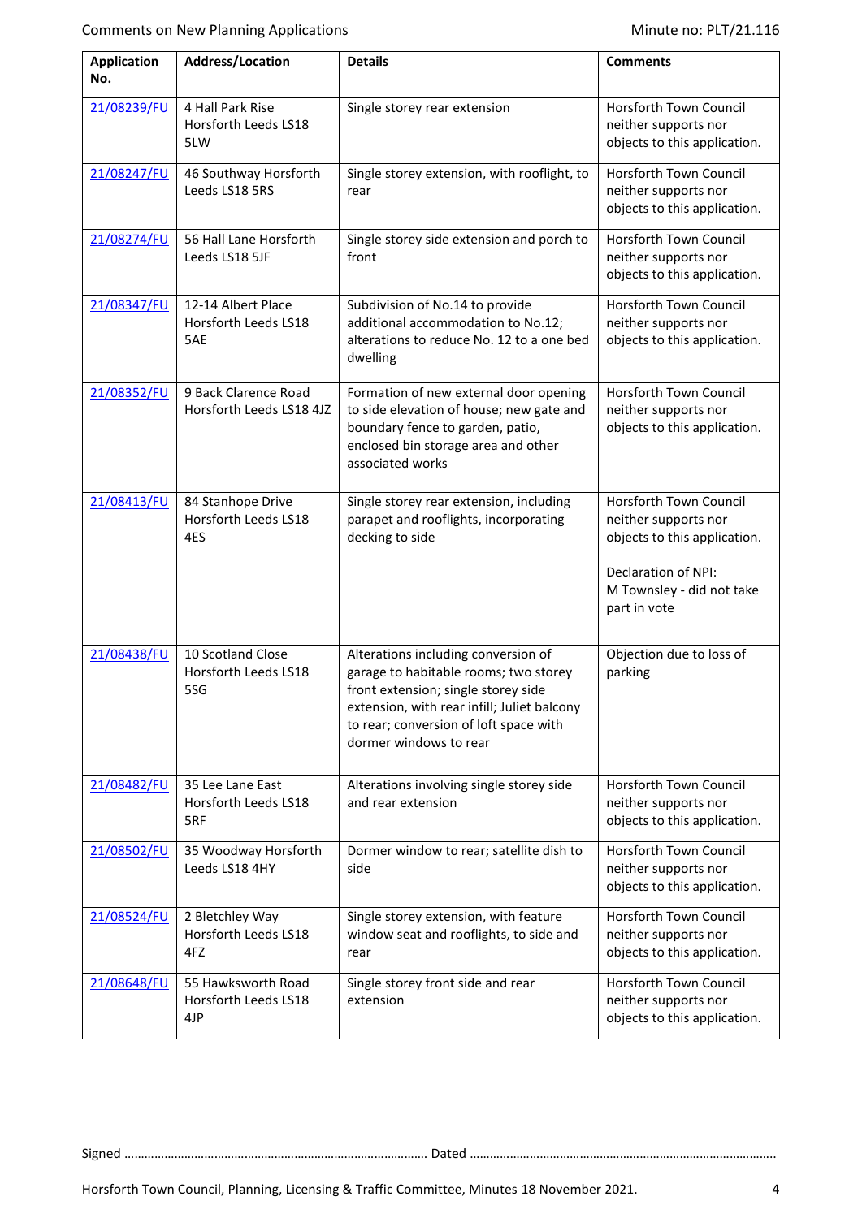Comments on New Planning Applications

Minute no: PLT/21.116

| Application No. | Address/Location | Details | Comments |
|---|---|---|---|
| 21/08239/FU | 4 Hall Park Rise Horsforth Leeds LS18 5LW | Single storey rear extension | Horsforth Town Council neither supports nor objects to this application. |
| 21/08247/FU | 46 Southway Horsforth Leeds LS18 5RS | Single storey extension, with rooflight, to rear | Horsforth Town Council neither supports nor objects to this application. |
| 21/08274/FU | 56 Hall Lane Horsforth Leeds LS18 5JF | Single storey side extension and porch to front | Horsforth Town Council neither supports nor objects to this application. |
| 21/08347/FU | 12-14 Albert Place Horsforth Leeds LS18 5AE | Subdivision of No.14 to provide additional accommodation to No.12; alterations to reduce No. 12 to a one bed dwelling | Horsforth Town Council neither supports nor objects to this application. |
| 21/08352/FU | 9 Back Clarence Road Horsforth Leeds LS18 4JZ | Formation of new external door opening to side elevation of house; new gate and boundary fence to garden, patio, enclosed bin storage area and other associated works | Horsforth Town Council neither supports nor objects to this application. |
| 21/08413/FU | 84 Stanhope Drive Horsforth Leeds LS18 4ES | Single storey rear extension, including parapet and rooflights, incorporating decking to side | Horsforth Town Council neither supports nor objects to this application.<br><br>Declaration of NPI:<br>M Townsley - did not take part in vote |
| 21/08438/FU | 10 Scotland Close Horsforth Leeds LS18 5SG | Alterations including conversion of garage to habitable rooms; two storey front extension; single storey side extension, with rear infill; Juliet balcony to rear; conversion of loft space with dormer windows to rear | Objection due to loss of parking |
| 21/08482/FU | 35 Lee Lane East Horsforth Leeds LS18 5RF | Alterations involving single storey side and rear extension | Horsforth Town Council neither supports nor objects to this application. |
| 21/08502/FU | 35 Woodway Horsforth Leeds LS18 4HY | Dormer window to rear; satellite dish to side | Horsforth Town Council neither supports nor objects to this application. |
| 21/08524/FU | 2 Bletchley Way Horsforth Leeds LS18 4FZ | Single storey extension, with feature window seat and rooflights, to side and rear | Horsforth Town Council neither supports nor objects to this application. |
| 21/08648/FU | 55 Hawksworth Road Horsforth Leeds LS18 4JP | Single storey front side and rear extension | Horsforth Town Council neither supports nor objects to this application. |

Signed ……………………………………………………………………………… Dated ………………………………………………………………………………

Horsforth Town Council, Planning, Licensing & Traffic Committee, Minutes 18 November 2021.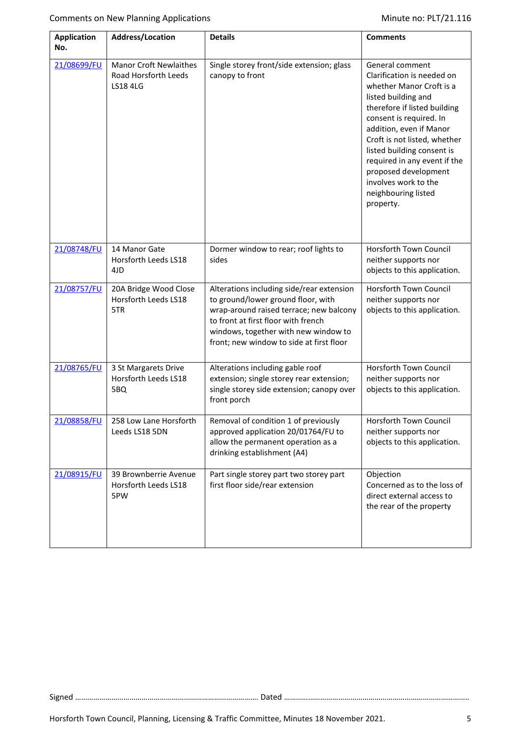Comments on New Planning Applications

Minute no: PLT/21.116

| Application No. | Address/Location | Details | Comments |
|---|---|---|---|
| 21/08699/FU | Manor Croft Newlaithes Road Horsforth Leeds LS18 4LG | Single storey front/side extension; glass canopy to front | General comment Clarification is needed on whether Manor Croft is a listed building and therefore if listed building consent is required. In addition, even if Manor Croft is not listed, whether listed building consent is required in any event if the proposed development involves work to the neighbouring listed property. |
| 21/08748/FU | 14 Manor Gate Horsforth Leeds LS18 4JD | Dormer window to rear; roof lights to sides | Horsforth Town Council neither supports nor objects to this application. |
| 21/08757/FU | 20A Bridge Wood Close Horsforth Leeds LS18 5TR | Alterations including side/rear extension to ground/lower ground floor, with wrap-around raised terrace; new balcony to front at first floor with french windows, together with new window to front; new window to side at first floor | Horsforth Town Council neither supports nor objects to this application. |
| 21/08765/FU | 3 St Margarets Drive Horsforth Leeds LS18 5BQ | Alterations including gable roof extension; single storey rear extension; single storey side extension; canopy over front porch | Horsforth Town Council neither supports nor objects to this application. |
| 21/08858/FU | 258 Low Lane Horsforth Leeds LS18 5DN | Removal of condition 1 of previously approved application 20/01764/FU to allow the permanent operation as a drinking establishment (A4) | Horsforth Town Council neither supports nor objects to this application. |
| 21/08915/FU | 39 Brownberrie Avenue Horsforth Leeds LS18 5PW | Part single storey part two storey part first floor side/rear extension | Objection Concerned as to the loss of direct external access to the rear of the property |

Signed ………………………………………………………………………………. Dated ……………………………………………………………………………….

Horsforth Town Council, Planning, Licensing & Traffic Committee, Minutes 18 November 2021.